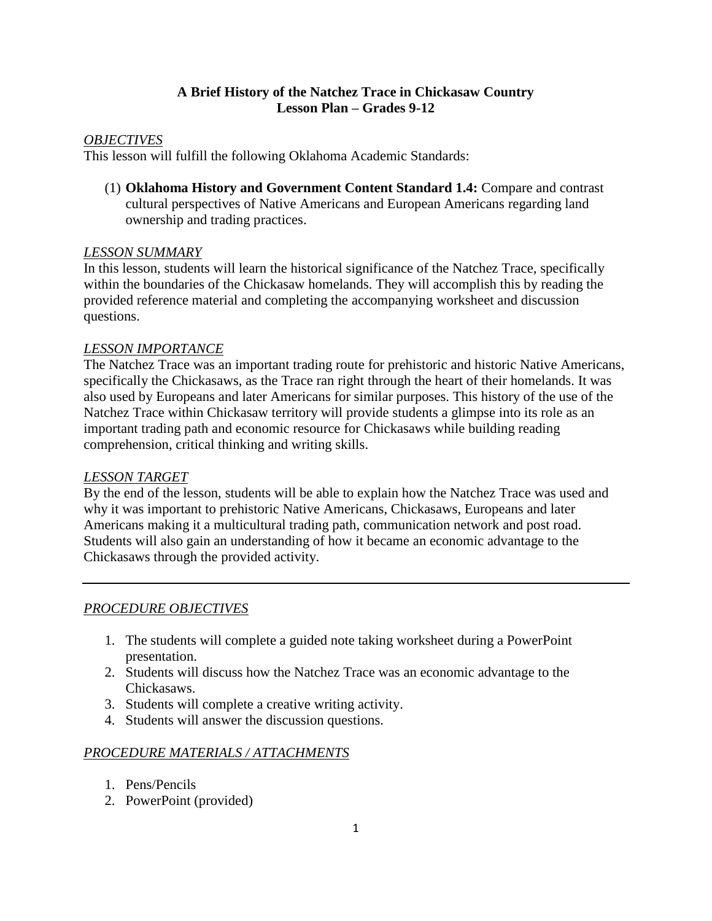# A Brief History of the Natchez Trace in Chickasaw Country
## Lesson Plan – Grades 9-12

*OBJECTIVES*

This lesson will fulfill the following Oklahoma Academic Standards:

(1) **Oklahoma History and Government Content Standard 1.4:** Compare and contrast cultural perspectives of Native Americans and European Americans regarding land ownership and trading practices.

*LESSON SUMMARY*

In this lesson, students will learn the historical significance of the Natchez Trace, specifically within the boundaries of the Chickasaw homelands. They will accomplish this by reading the provided reference material and completing the accompanying worksheet and discussion questions.

*LESSON IMPORTANCE*

The Natchez Trace was an important trading route for prehistoric and historic Native Americans, specifically the Chickasaws, as the Trace ran right through the heart of their homelands. It was also used by Europeans and later Americans for similar purposes. This history of the use of the Natchez Trace within Chickasaw territory will provide students a glimpse into its role as an important trading path and economic resource for Chickasaws while building reading comprehension, critical thinking and writing skills.

*LESSON TARGET*

By the end of the lesson, students will be able to explain how the Natchez Trace was used and why it was important to prehistoric Native Americans, Chickasaws, Europeans and later Americans making it a multicultural trading path, communication network and post road. Students will also gain an understanding of how it became an economic advantage to the Chickasaws through the provided activity.

---

*PROCEDURE OBJECTIVES*

1. The students will complete a guided note taking worksheet during a PowerPoint presentation.
2. Students will discuss how the Natchez Trace was an economic advantage to the Chickasaws.
3. Students will complete a creative writing activity.
4. Students will answer the discussion questions.

*PROCEDURE MATERIALS / ATTACHMENTS*

1. Pens/Pencils
2. PowerPoint (provided)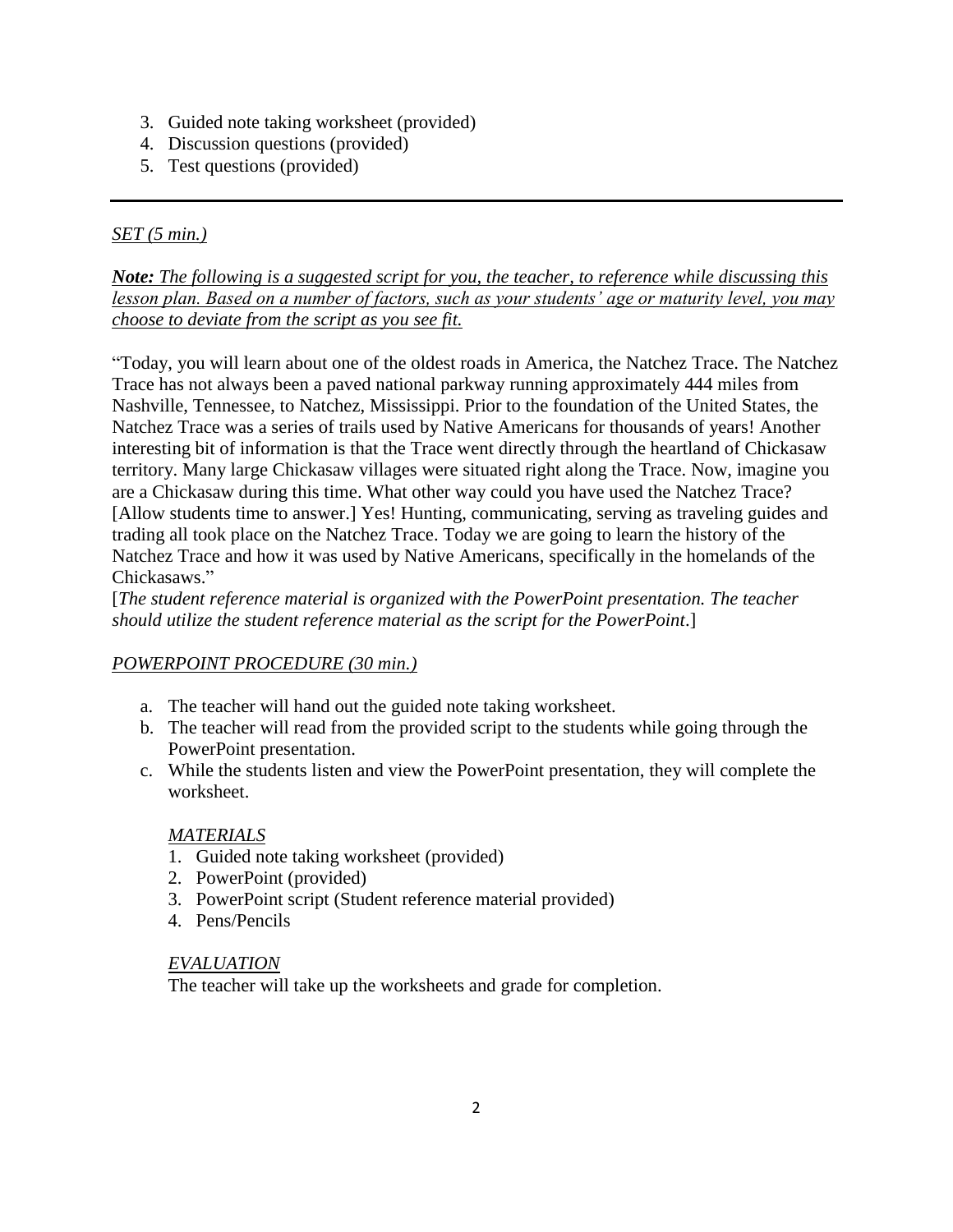3. Guided note taking worksheet (provided)
4. Discussion questions (provided)
5. Test questions (provided)

---

*SET (5 min.)*

***Note:*** *The following is a suggested script for you, the teacher, to reference while discussing this lesson plan. Based on a number of factors, such as your students' age or maturity level, you may choose to deviate from the script as you see fit.*

"Today, you will learn about one of the oldest roads in America, the Natchez Trace. The Natchez Trace has not always been a paved national parkway running approximately 444 miles from Nashville, Tennessee, to Natchez, Mississippi. Prior to the foundation of the United States, the Natchez Trace was a series of trails used by Native Americans for thousands of years! Another interesting bit of information is that the Trace went directly through the heartland of Chickasaw territory. Many large Chickasaw villages were situated right along the Trace. Now, imagine you are a Chickasaw during this time. What other way could you have used the Natchez Trace? [Allow students time to answer.] Yes! Hunting, communicating, serving as traveling guides and trading all took place on the Natchez Trace. Today we are going to learn the history of the Natchez Trace and how it was used by Native Americans, specifically in the homelands of the Chickasaws."

[*The student reference material is organized with the PowerPoint presentation. The teacher should utilize the student reference material as the script for the PowerPoint*.]

*POWERPOINT PROCEDURE (30 min.)*

a. The teacher will hand out the guided note taking worksheet.
b. The teacher will read from the provided script to the students while going through the PowerPoint presentation.
c. While the students listen and view the PowerPoint presentation, they will complete the worksheet.

*MATERIALS*

1. Guided note taking worksheet (provided)
2. PowerPoint (provided)
3. PowerPoint script (Student reference material provided)
4. Pens/Pencils

*EVALUATION*

The teacher will take up the worksheets and grade for completion.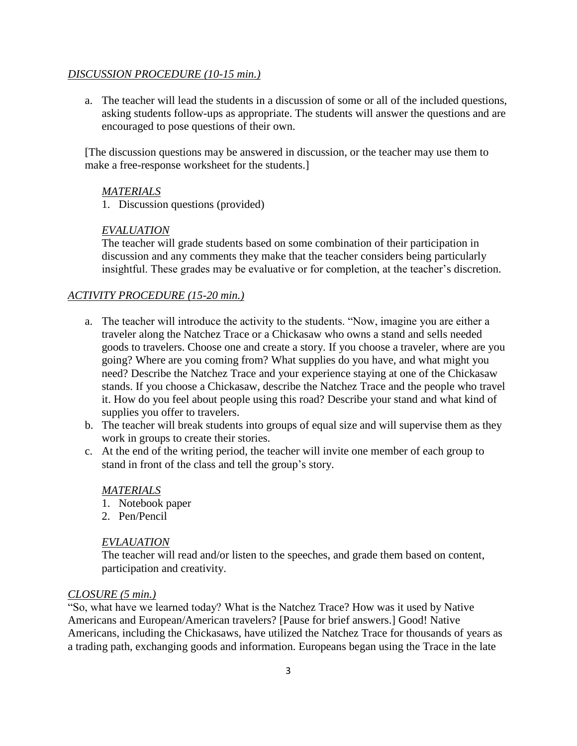*DISCUSSION PROCEDURE (10-15 min.)*

a. The teacher will lead the students in a discussion of some or all of the included questions, asking students follow-ups as appropriate. The students will answer the questions and are encouraged to pose questions of their own.

[The discussion questions may be answered in discussion, or the teacher may use them to make a free-response worksheet for the students.]

*MATERIALS*

1. Discussion questions (provided)

*EVALUATION*

The teacher will grade students based on some combination of their participation in discussion and any comments they make that the teacher considers being particularly insightful. These grades may be evaluative or for completion, at the teacher's discretion.

*ACTIVITY PROCEDURE (15-20 min.)*

a. The teacher will introduce the activity to the students. "Now, imagine you are either a traveler along the Natchez Trace or a Chickasaw who owns a stand and sells needed goods to travelers. Choose one and create a story. If you choose a traveler, where are you going? Where are you coming from? What supplies do you have, and what might you need? Describe the Natchez Trace and your experience staying at one of the Chickasaw stands. If you choose a Chickasaw, describe the Natchez Trace and the people who travel it. How do you feel about people using this road? Describe your stand and what kind of supplies you offer to travelers.
b. The teacher will break students into groups of equal size and will supervise them as they work in groups to create their stories.
c. At the end of the writing period, the teacher will invite one member of each group to stand in front of the class and tell the group's story.

*MATERIALS*

1. Notebook paper
2. Pen/Pencil

*EVLAUATION*

The teacher will read and/or listen to the speeches, and grade them based on content, participation and creativity.

*CLOSURE (5 min.)*

"So, what have we learned today? What is the Natchez Trace? How was it used by Native Americans and European/American travelers? [Pause for brief answers.] Good! Native Americans, including the Chickasaws, have utilized the Natchez Trace for thousands of years as a trading path, exchanging goods and information. Europeans began using the Trace in the late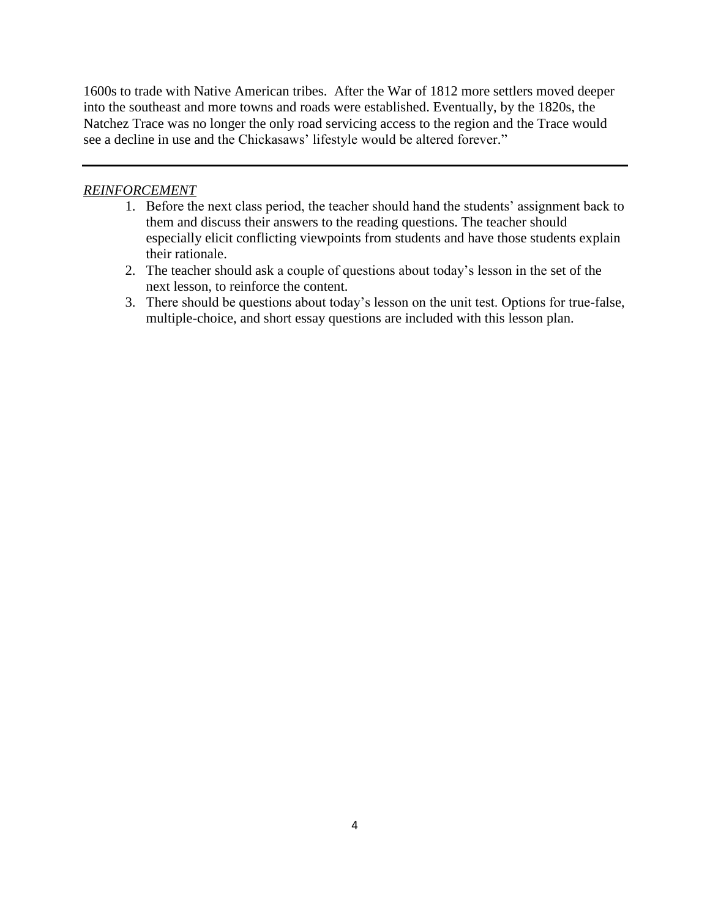1600s to trade with Native American tribes. After the War of 1812 more settlers moved deeper into the southeast and more towns and roads were established. Eventually, by the 1820s, the Natchez Trace was no longer the only road servicing access to the region and the Trace would see a decline in use and the Chickasaws' lifestyle would be altered forever."

---

*REINFORCEMENT*

1. Before the next class period, the teacher should hand the students' assignment back to them and discuss their answers to the reading questions. The teacher should especially elicit conflicting viewpoints from students and have those students explain their rationale.
2. The teacher should ask a couple of questions about today's lesson in the set of the next lesson, to reinforce the content.
3. There should be questions about today's lesson on the unit test. Options for true-false, multiple-choice, and short essay questions are included with this lesson plan.